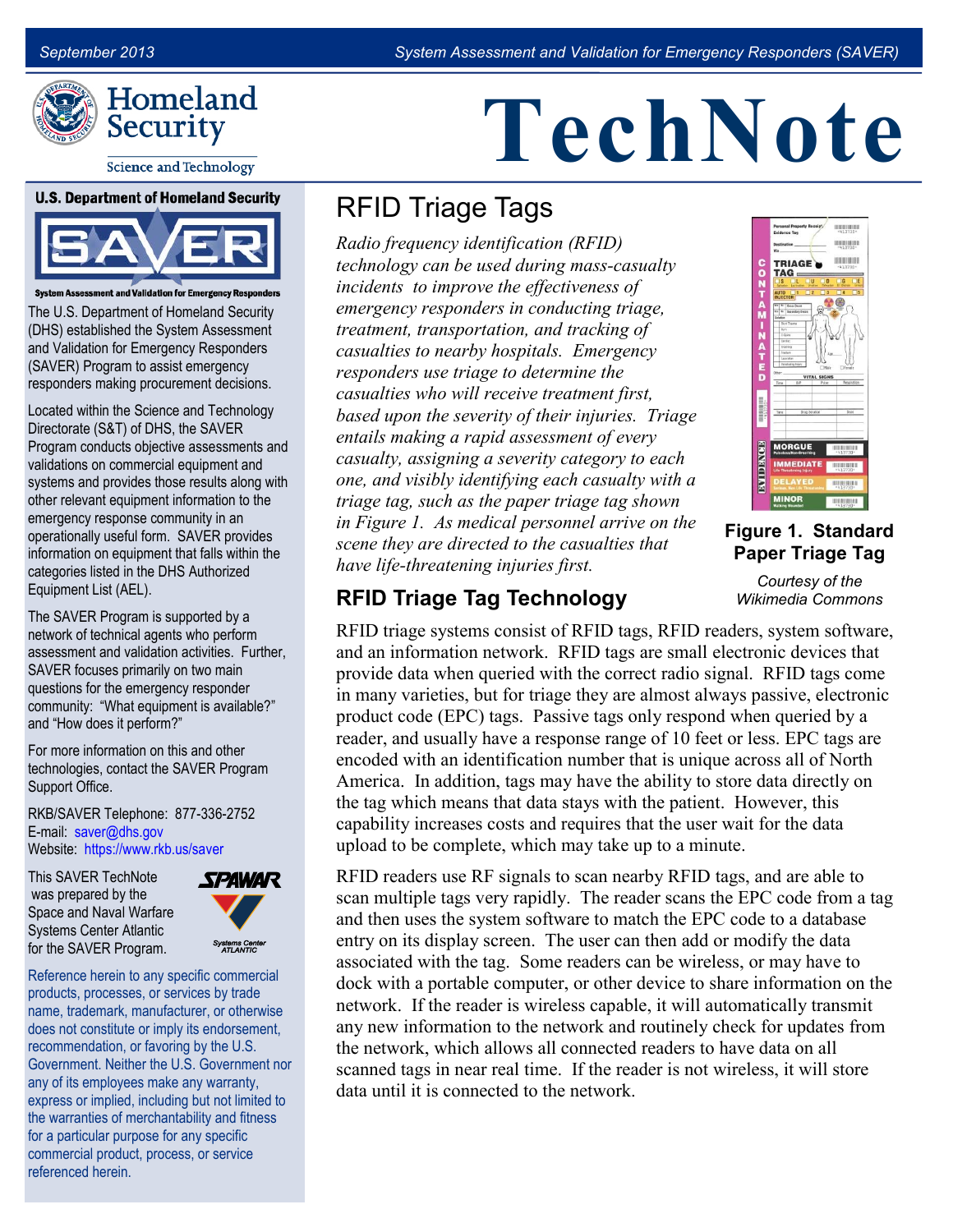# TechNote

September 2013 — System Assessment and Validation for Emergency Responders (SAVER)

Homeland Security

Science and Technology

**U.S. Department of Homeland Security**

SAVER

**System Assessment and Validation for Emergency Responders**

The U.S. Department of Homeland Security (DHS) established the System Assessment and Validation for Emergency Responders (SAVER) Program to assist emergency responders making procurement decisions.

Located within the Science and Technology Directorate (S&T) of DHS, the SAVER Program conducts objective assessments and validations on commercial equipment and systems and provides those results along with other relevant equipment information to the emergency response community in an operationally useful form. SAVER provides information on equipment that falls within the categories listed in the DHS Authorized Equipment List (AEL).

The SAVER Program is supported by a network of technical agents who perform assessment and validation activities. Further, SAVER focuses primarily on two main questions for the emergency responder community: "What equipment is available?" and "How does it perform?"

For more information on this and other technologies, contact the SAVER Program Support Office.

RKB/SAVER Telephone: 877-336-2752
E-mail: saver@dhs.gov
Website: https://www.rkb.us/saver

This SAVER TechNote was prepared by the Space and Naval Warfare Systems Center Atlantic for the SAVER Program.

Reference herein to any specific commercial products, processes, or services by trade name, trademark, manufacturer, or otherwise does not constitute or imply its endorsement, recommendation, or favoring by the U.S. Government. Neither the U.S. Government nor any of its employees make any warranty, express or implied, including but not limited to the warranties of merchantability and fitness for a particular purpose for any specific commercial product, process, or service referenced herein.

## RFID Triage Tags

*Radio frequency identification (RFID) technology can be used during mass-casualty incidents to improve the effectiveness of emergency responders in conducting triage, treatment, transportation, and tracking of casualties to nearby hospitals. Emergency responders use triage to determine the casualties who will receive treatment first, based upon the severity of their injuries. Triage entails making a rapid assessment of every casualty, assigning a severity category to each one, and visibly identifying each casualty with a triage tag, such as the paper triage tag shown in Figure 1. As medical personnel arrive on the scene they are directed to the casualties that have life-threatening injuries first.*

**Figure 1. Standard Paper Triage Tag**

*Courtesy of the Wikimedia Commons*

### RFID Triage Tag Technology

RFID triage systems consist of RFID tags, RFID readers, system software, and an information network. RFID tags are small electronic devices that provide data when queried with the correct radio signal. RFID tags come in many varieties, but for triage they are almost always passive, electronic product code (EPC) tags. Passive tags only respond when queried by a reader, and usually have a response range of 10 feet or less. EPC tags are encoded with an identification number that is unique across all of North America. In addition, tags may have the ability to store data directly on the tag which means that data stays with the patient. However, this capability increases costs and requires that the user wait for the data upload to be complete, which may take up to a minute.

RFID readers use RF signals to scan nearby RFID tags, and are able to scan multiple tags very rapidly. The reader scans the EPC code from a tag and then uses the system software to match the EPC code to a database entry on its display screen. The user can then add or modify the data associated with the tag. Some readers can be wireless, or may have to dock with a portable computer, or other device to share information on the network. If the reader is wireless capable, it will automatically transmit any new information to the network and routinely check for updates from the network, which allows all connected readers to have data on all scanned tags in near real time. If the reader is not wireless, it will store data until it is connected to the network.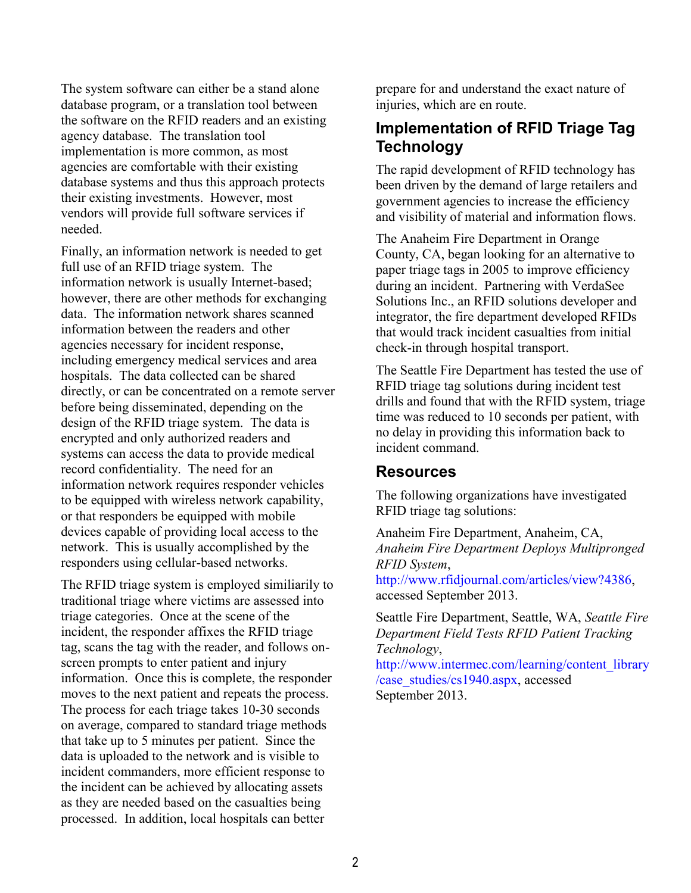The system software can either be a stand alone database program, or a translation tool between the software on the RFID readers and an existing agency database. The translation tool implementation is more common, as most agencies are comfortable with their existing database systems and thus this approach protects their existing investments. However, most vendors will provide full software services if needed.

Finally, an information network is needed to get full use of an RFID triage system. The information network is usually Internet-based; however, there are other methods for exchanging data. The information network shares scanned information between the readers and other agencies necessary for incident response, including emergency medical services and area hospitals. The data collected can be shared directly, or can be concentrated on a remote server before being disseminated, depending on the design of the RFID triage system. The data is encrypted and only authorized readers and systems can access the data to provide medical record confidentiality. The need for an information network requires responder vehicles to be equipped with wireless network capability, or that responders be equipped with mobile devices capable of providing local access to the network. This is usually accomplished by the responders using cellular-based networks.

The RFID triage system is employed similiarly to traditional triage where victims are assessed into triage categories. Once at the scene of the incident, the responder affixes the RFID triage tag, scans the tag with the reader, and follows on-screen prompts to enter patient and injury information. Once this is complete, the responder moves to the next patient and repeats the process. The process for each triage takes 10-30 seconds on average, compared to standard triage methods that take up to 5 minutes per patient. Since the data is uploaded to the network and is visible to incident commanders, more efficient response to the incident can be achieved by allocating assets as they are needed based on the casualties being processed. In addition, local hospitals can better prepare for and understand the exact nature of injuries, which are en route.

## Implementation of RFID Triage Tag Technology

The rapid development of RFID technology has been driven by the demand of large retailers and government agencies to increase the efficiency and visibility of material and information flows.

The Anaheim Fire Department in Orange County, CA, began looking for an alternative to paper triage tags in 2005 to improve efficiency during an incident. Partnering with VerdaSee Solutions Inc., an RFID solutions developer and integrator, the fire department developed RFIDs that would track incident casualties from initial check-in through hospital transport.

The Seattle Fire Department has tested the use of RFID triage tag solutions during incident test drills and found that with the RFID system, triage time was reduced to 10 seconds per patient, with no delay in providing this information back to incident command.

## Resources

The following organizations have investigated RFID triage tag solutions:

Anaheim Fire Department, Anaheim, CA, *Anaheim Fire Department Deploys Multipronged RFID System*, http://www.rfidjournal.com/articles/view?4386, accessed September 2013.

Seattle Fire Department, Seattle, WA, *Seattle Fire Department Field Tests RFID Patient Tracking Technology*, http://www.intermec.com/learning/content_library/case_studies/cs1940.aspx, accessed September 2013.